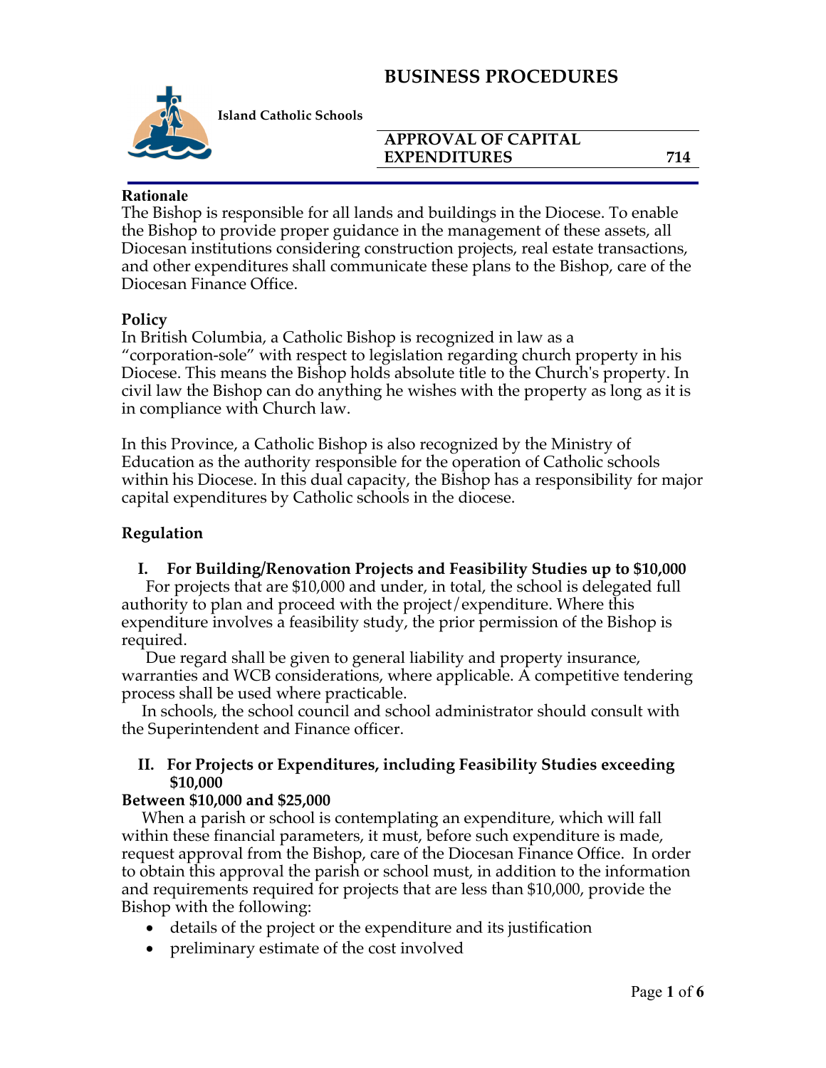# BUSINESS PROCEDURES

**Island Catholic Schools**

**APPROVAL OF CAPITAL EXPENDITURES 714**

### Rationale

The Bishop is responsible for all lands and buildings in the Diocese. To enable the Bishop to provide proper guidance in the management of these assets, all Diocesan institutions considering construction projects, real estate transactions, and other expenditures shall communicate these plans to the Bishop, care of the Diocesan Finance Office.

### Policy

In British Columbia, a Catholic Bishop is recognized in law as a "corporation-sole" with respect to legislation regarding church property in his Diocese. This means the Bishop holds absolute title to the Church's property. In civil law the Bishop can do anything he wishes with the property as long as it is in compliance with Church law.

In this Province, a Catholic Bishop is also recognized by the Ministry of Education as the authority responsible for the operation of Catholic schools within his Diocese. In this dual capacity, the Bishop has a responsibility for major capital expenditures by Catholic schools in the diocese.

### Regulation

#### I. For Building/Renovation Projects and Feasibility Studies up to $10,000

For projects that are $10,000 and under, in total, the school is delegated full authority to plan and proceed with the project/expenditure. Where this expenditure involves a feasibility study, the prior permission of the Bishop is required.

Due regard shall be given to general liability and property insurance, warranties and WCB considerations, where applicable. A competitive tendering process shall be used where practicable.

In schools, the school council and school administrator should consult with the Superintendent and Finance officer.

#### II. For Projects or Expenditures, including Feasibility Studies exceeding $10,000

**Between $10,000 and $25,000**

When a parish or school is contemplating an expenditure, which will fall within these financial parameters, it must, before such expenditure is made, request approval from the Bishop, care of the Diocesan Finance Office. In order to obtain this approval the parish or school must, in addition to the information and requirements required for projects that are less than $10,000, provide the Bishop with the following:

- details of the project or the expenditure and its justification
- preliminary estimate of the cost involved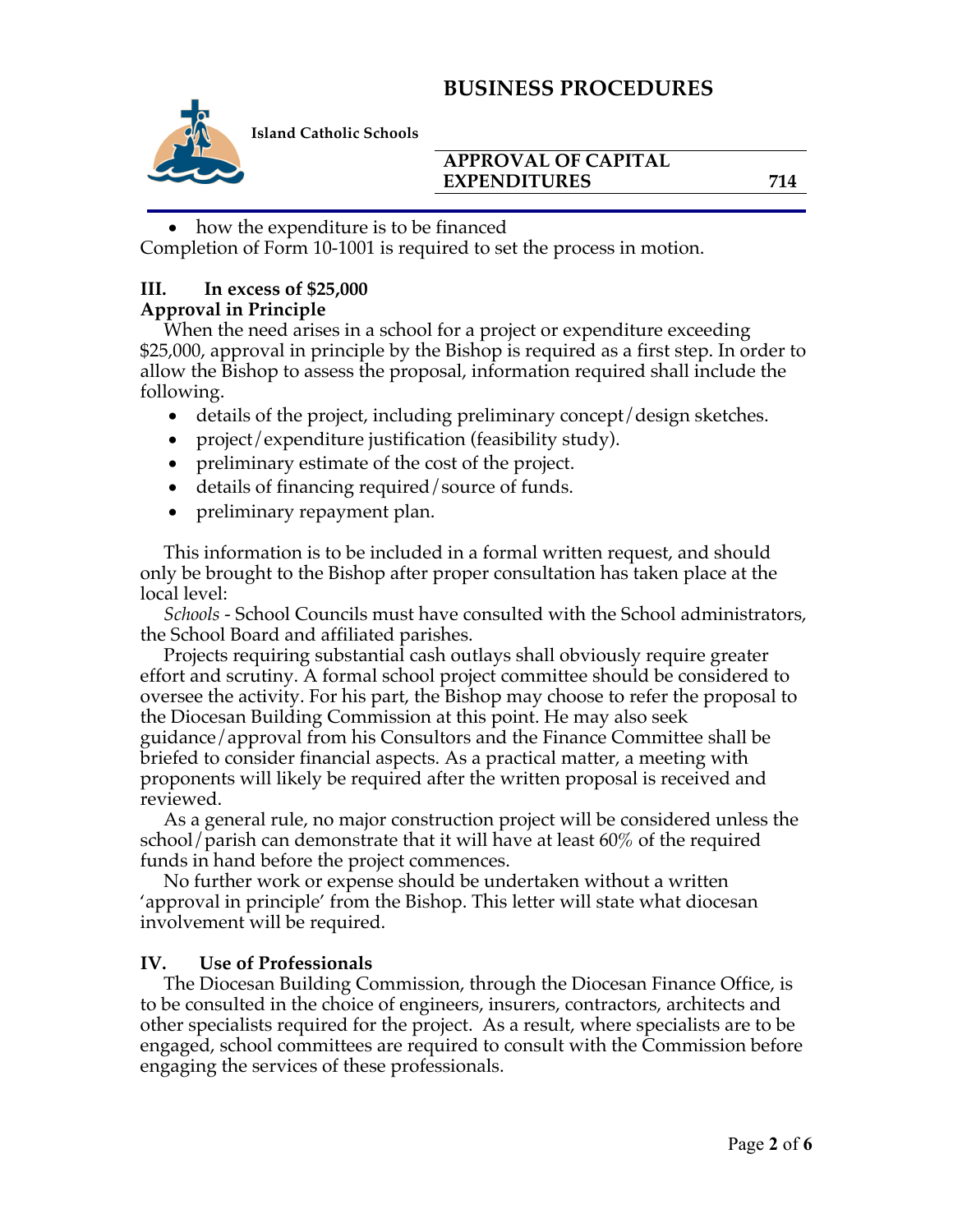- how the expenditure is to be financed

Completion of Form 10-1001 is required to set the process in motion.

## III. In excess of $25,000

### Approval in Principle

When the need arises in a school for a project or expenditure exceeding $25,000, approval in principle by the Bishop is required as a first step. In order to allow the Bishop to assess the proposal, information required shall include the following.

- details of the project, including preliminary concept/design sketches.
- project/expenditure justification (feasibility study).
- preliminary estimate of the cost of the project.
- details of financing required/source of funds.
- preliminary repayment plan.

This information is to be included in a formal written request, and should only be brought to the Bishop after proper consultation has taken place at the local level:

*Schools* - School Councils must have consulted with the School administrators, the School Board and affiliated parishes.

Projects requiring substantial cash outlays shall obviously require greater effort and scrutiny. A formal school project committee should be considered to oversee the activity. For his part, the Bishop may choose to refer the proposal to the Diocesan Building Commission at this point. He may also seek guidance/approval from his Consultors and the Finance Committee shall be briefed to consider financial aspects. As a practical matter, a meeting with proponents will likely be required after the written proposal is received and reviewed.

As a general rule, no major construction project will be considered unless the school/parish can demonstrate that it will have at least 60% of the required funds in hand before the project commences.

No further work or expense should be undertaken without a written 'approval in principle' from the Bishop. This letter will state what diocesan involvement will be required.

## IV. Use of Professionals

The Diocesan Building Commission, through the Diocesan Finance Office, is to be consulted in the choice of engineers, insurers, contractors, architects and other specialists required for the project. As a result, where specialists are to be engaged, school committees are required to consult with the Commission before engaging the services of these professionals.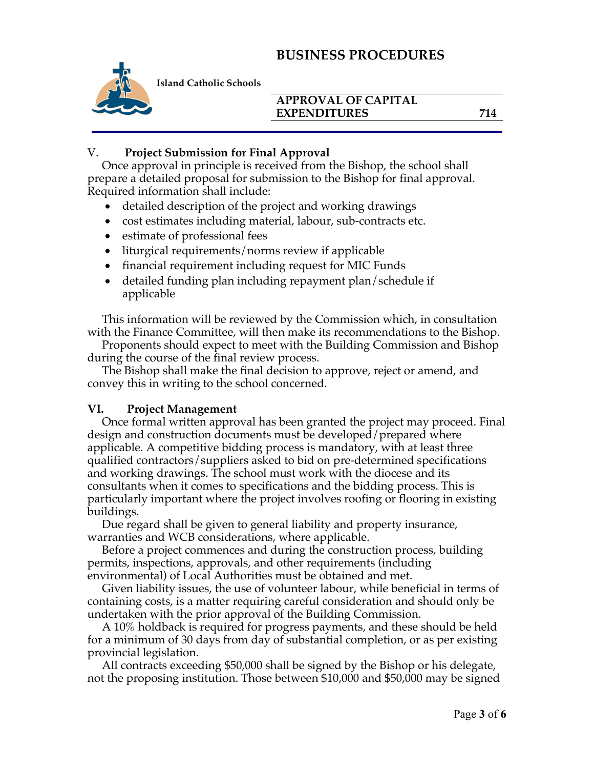## V. Project Submission for Final Approval

Once approval in principle is received from the Bishop, the school shall prepare a detailed proposal for submission to the Bishop for final approval. Required information shall include:

- detailed description of the project and working drawings
- cost estimates including material, labour, sub-contracts etc.
- estimate of professional fees
- liturgical requirements/norms review if applicable
- financial requirement including request for MIC Funds
- detailed funding plan including repayment plan/schedule if applicable

This information will be reviewed by the Commission which, in consultation with the Finance Committee, will then make its recommendations to the Bishop.

Proponents should expect to meet with the Building Commission and Bishop during the course of the final review process.

The Bishop shall make the final decision to approve, reject or amend, and convey this in writing to the school concerned.

## VI. Project Management

Once formal written approval has been granted the project may proceed. Final design and construction documents must be developed/prepared where applicable. A competitive bidding process is mandatory, with at least three qualified contractors/suppliers asked to bid on pre-determined specifications and working drawings. The school must work with the diocese and its consultants when it comes to specifications and the bidding process. This is particularly important where the project involves roofing or flooring in existing buildings.

Due regard shall be given to general liability and property insurance, warranties and WCB considerations, where applicable.

Before a project commences and during the construction process, building permits, inspections, approvals, and other requirements (including environmental) of Local Authorities must be obtained and met.

Given liability issues, the use of volunteer labour, while beneficial in terms of containing costs, is a matter requiring careful consideration and should only be undertaken with the prior approval of the Building Commission.

A 10% holdback is required for progress payments, and these should be held for a minimum of 30 days from day of substantial completion, or as per existing provincial legislation.

All contracts exceeding $50,000 shall be signed by the Bishop or his delegate, not the proposing institution. Those between $10,000 and $50,000 may be signed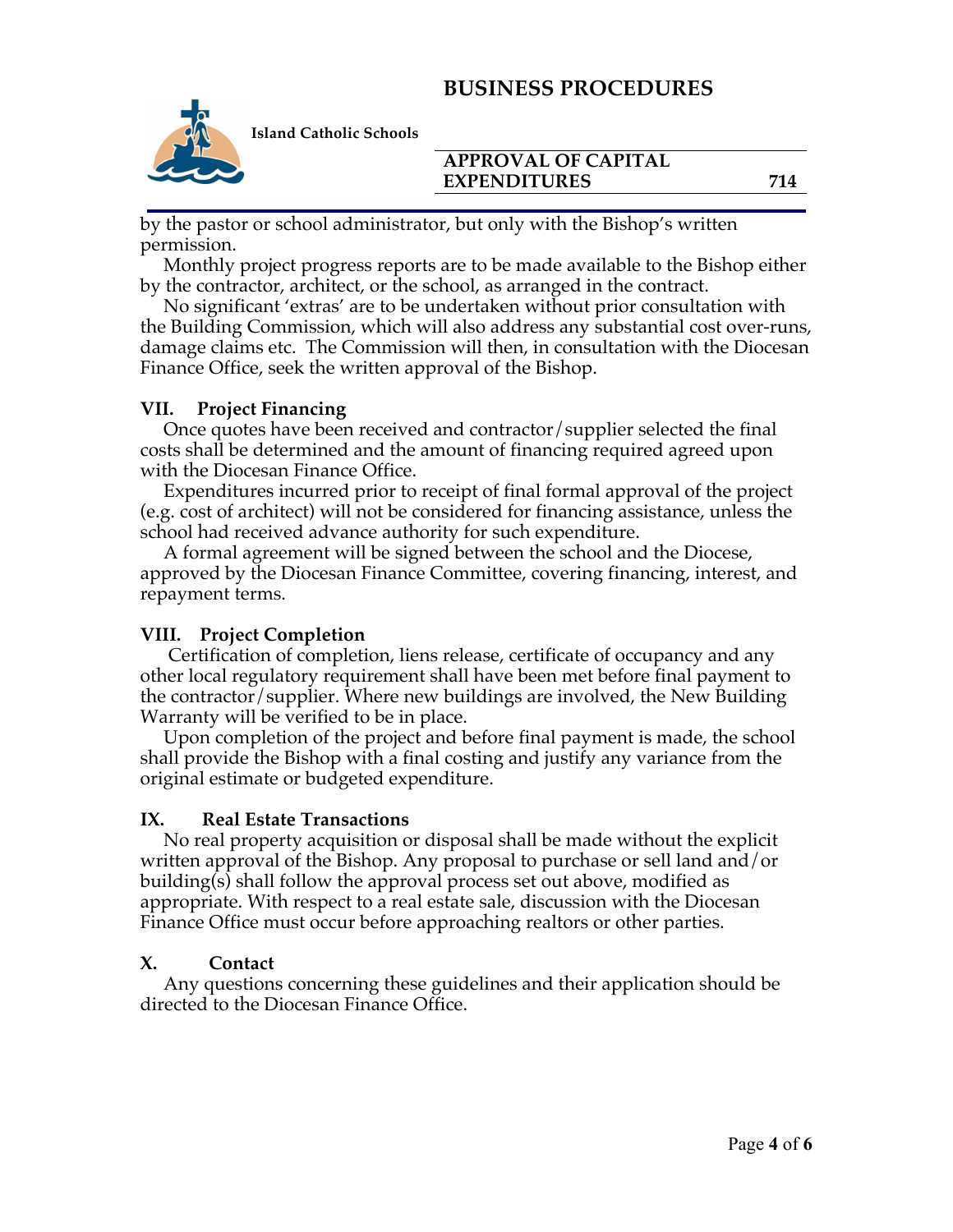by the pastor or school administrator, but only with the Bishop's written permission.

Monthly project progress reports are to be made available to the Bishop either by the contractor, architect, or the school, as arranged in the contract.

No significant 'extras' are to be undertaken without prior consultation with the Building Commission, which will also address any substantial cost over-runs, damage claims etc. The Commission will then, in consultation with the Diocesan Finance Office, seek the written approval of the Bishop.

### VII. Project Financing

Once quotes have been received and contractor/supplier selected the final costs shall be determined and the amount of financing required agreed upon with the Diocesan Finance Office.

Expenditures incurred prior to receipt of final formal approval of the project (e.g. cost of architect) will not be considered for financing assistance, unless the school had received advance authority for such expenditure.

A formal agreement will be signed between the school and the Diocese, approved by the Diocesan Finance Committee, covering financing, interest, and repayment terms.

### VIII. Project Completion

Certification of completion, liens release, certificate of occupancy and any other local regulatory requirement shall have been met before final payment to the contractor/supplier. Where new buildings are involved, the New Building Warranty will be verified to be in place.

Upon completion of the project and before final payment is made, the school shall provide the Bishop with a final costing and justify any variance from the original estimate or budgeted expenditure.

### IX. Real Estate Transactions

No real property acquisition or disposal shall be made without the explicit written approval of the Bishop. Any proposal to purchase or sell land and/or building(s) shall follow the approval process set out above, modified as appropriate. With respect to a real estate sale, discussion with the Diocesan Finance Office must occur before approaching realtors or other parties.

### X. Contact

Any questions concerning these guidelines and their application should be directed to the Diocesan Finance Office.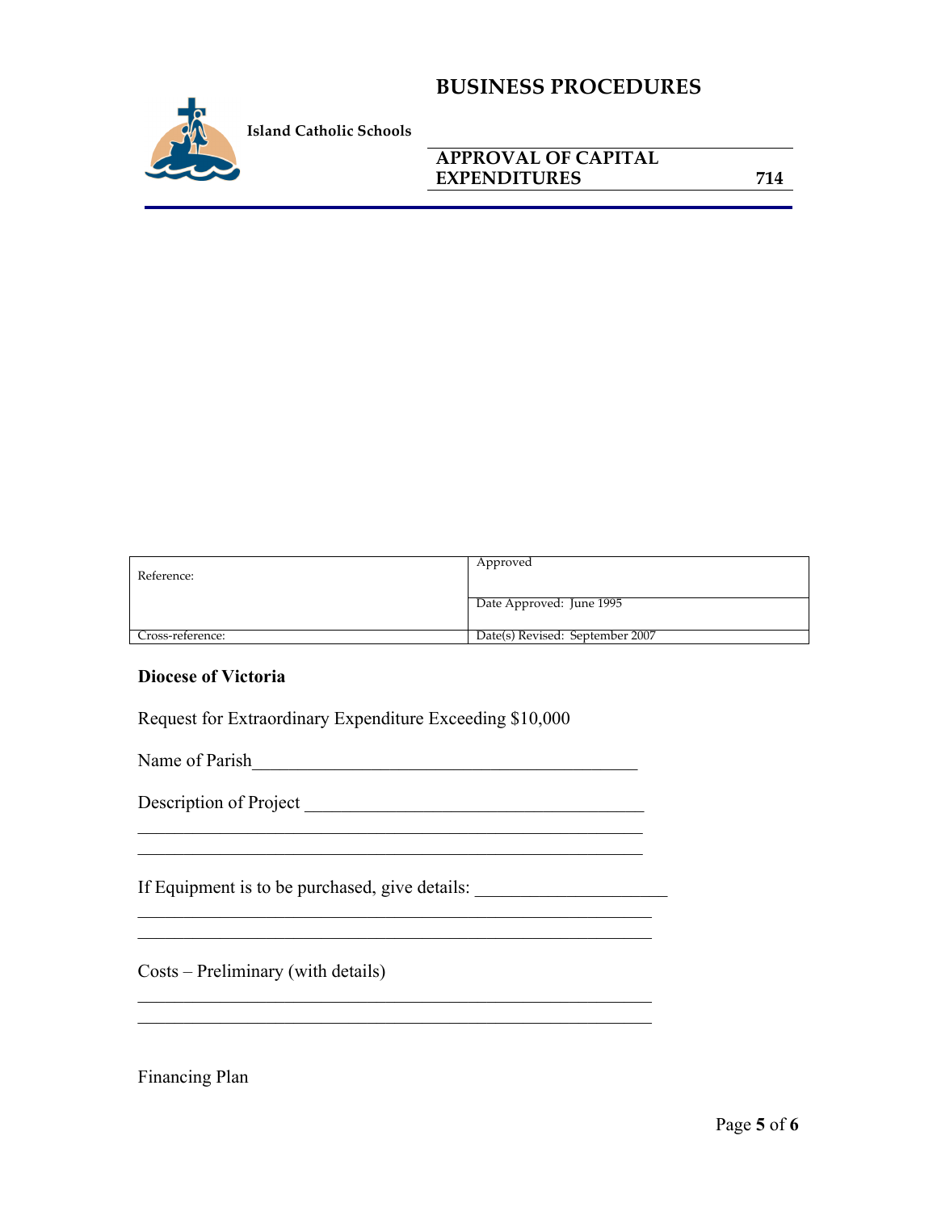| Reference: | Approved |
|---|---|
| | Date Approved: June 1995 |
| Cross-reference: | Date(s) Revised: September 2007 |

**Diocese of Victoria**

Request for Extraordinary Expenditure Exceeding $10,000

Name of Parish__________________________________________

Description of Project _____________________________________

_________________________________________________________

_________________________________________________________

If Equipment is to be purchased, give details: ____________________

__________________________________________________________

__________________________________________________________

Costs – Preliminary (with details)

__________________________________________________________

__________________________________________________________

Financing Plan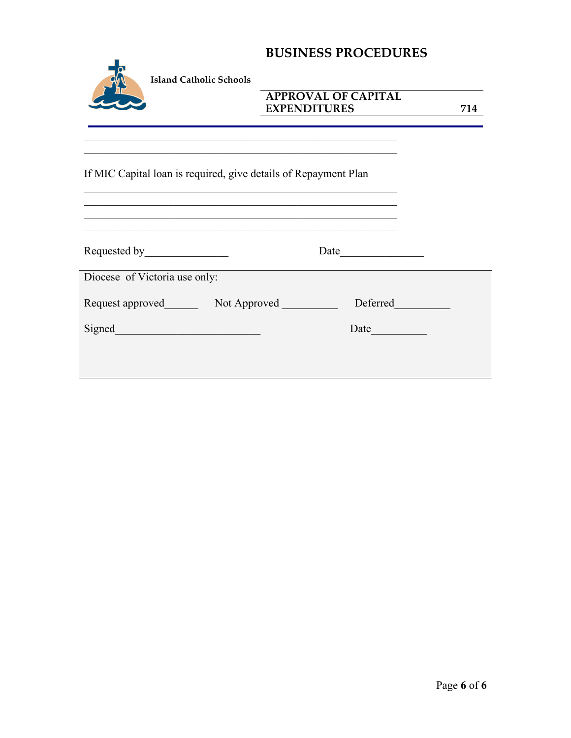______________________________________________________________

______________________________________________________________

If MIC Capital loan is required, give details of Repayment Plan

______________________________________________________________

______________________________________________________________

______________________________________________________________

______________________________________________________________

Requested by_______________ Date_______________

Diocese of Victoria use only:

Request approved______ Not Approved __________ Deferred__________

Signed_________________________ Date__________